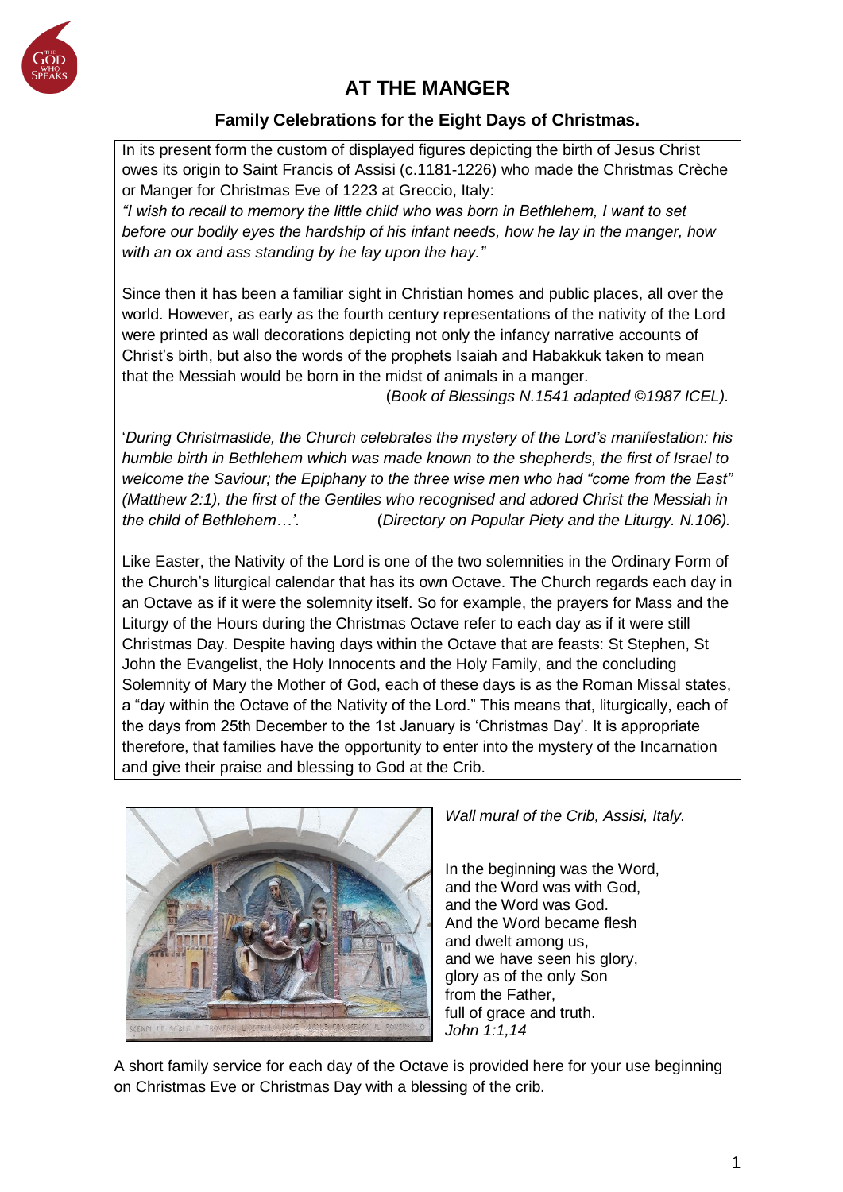# AT THE MANGER

### Family Celebrations for the Eight Days of Christmas.

In its present form the custom of displayed figures depicting the birth of Jesus Christ owes its origin to Saint Francis of Assisi (c.1181-1226) who made the Christmas Crèche or Manger for Christmas Eve of 1223 at Greccio, Italy:

*"I wish to recall to memory the little child who was born in Bethlehem, I want to set before our bodily eyes the hardship of his infant needs, how he lay in the manger, how with an ox and ass standing by he lay upon the hay."*

Since then it has been a familiar sight in Christian homes and public places, all over the world. However, as early as the fourth century representations of the nativity of the Lord were printed as wall decorations depicting not only the infancy narrative accounts of Christ's birth, but also the words of the prophets Isaiah and Habakkuk taken to mean that the Messiah would be born in the midst of animals in a manger.

(*Book of Blessings N.1541 adapted ©1987 ICEL).*

'*During Christmastide, the Church celebrates the mystery of the Lord's manifestation: his humble birth in Bethlehem which was made known to the shepherds, the first of Israel to welcome the Saviour; the Epiphany to the three wise men who had "come from the East" (Matthew 2:1), the first of the Gentiles who recognised and adored Christ the Messiah in the child of Bethlehem…'*. (*Directory on Popular Piety and the Liturgy. N.106).*

Like Easter, the Nativity of the Lord is one of the two solemnities in the Ordinary Form of the Church's liturgical calendar that has its own Octave. The Church regards each day in an Octave as if it were the solemnity itself. So for example, the prayers for Mass and the Liturgy of the Hours during the Christmas Octave refer to each day as if it were still Christmas Day. Despite having days within the Octave that are feasts: St Stephen, St John the Evangelist, the Holy Innocents and the Holy Family, and the concluding Solemnity of Mary the Mother of God, each of these days is as the Roman Missal states, a "day within the Octave of the Nativity of the Lord." This means that, liturgically, each of the days from 25th December to the 1st January is 'Christmas Day'. It is appropriate therefore, that families have the opportunity to enter into the mystery of the Incarnation and give their praise and blessing to God at the Crib.

*Wall mural of the Crib, Assisi, Italy.*

In the beginning was the Word,  
and the Word was with God,  
and the Word was God.  
And the Word became flesh  
and dwelt among us,  
and we have seen his glory,  
glory as of the only Son  
from the Father,  
full of grace and truth.  
*John 1:1,14*

A short family service for each day of the Octave is provided here for your use beginning on Christmas Eve or Christmas Day with a blessing of the crib.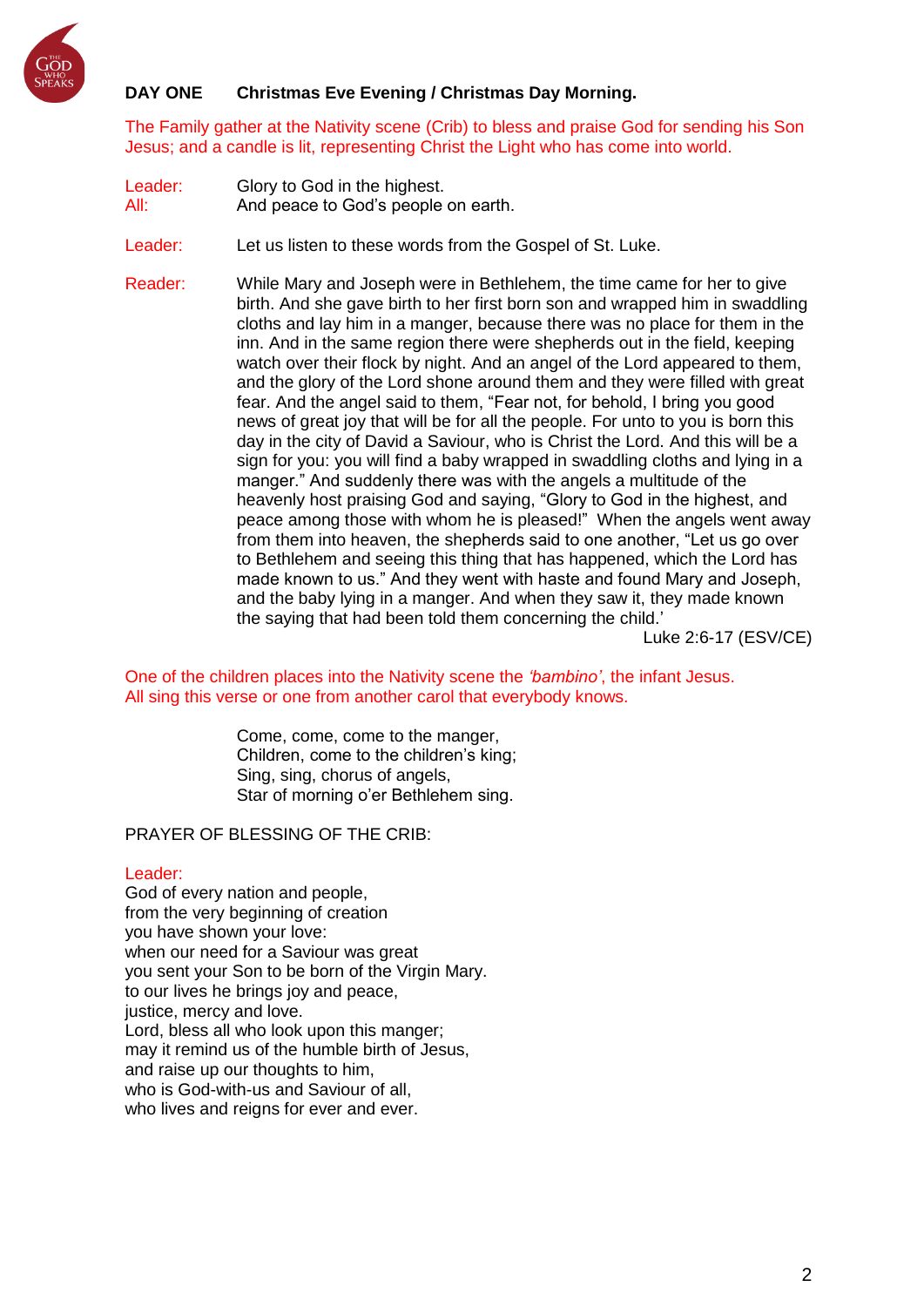**DAY ONE Christmas Eve Evening / Christmas Day Morning.**

The Family gather at the Nativity scene (Crib) to bless and praise God for sending his Son Jesus; and a candle is lit, representing Christ the Light who has come into world.

Leader: Glory to God in the highest.
All: And peace to God's people on earth.

Leader: Let us listen to these words from the Gospel of St. Luke.

Reader: While Mary and Joseph were in Bethlehem, the time came for her to give birth. And she gave birth to her first born son and wrapped him in swaddling cloths and lay him in a manger, because there was no place for them in the inn. And in the same region there were shepherds out in the field, keeping watch over their flock by night. And an angel of the Lord appeared to them, and the glory of the Lord shone around them and they were filled with great fear. And the angel said to them, "Fear not, for behold, I bring you good news of great joy that will be for all the people. For unto to you is born this day in the city of David a Saviour, who is Christ the Lord. And this will be a sign for you: you will find a baby wrapped in swaddling cloths and lying in a manger." And suddenly there was with the angels a multitude of the heavenly host praising God and saying, "Glory to God in the highest, and peace among those with whom he is pleased!" When the angels went away from them into heaven, the shepherds said to one another, "Let us go over to Bethlehem and seeing this thing that has happened, which the Lord has made known to us." And they went with haste and found Mary and Joseph, and the baby lying in a manger. And when they saw it, they made known the saying that had been told them concerning the child.'

Luke 2:6-17 (ESV/CE)

One of the children places into the Nativity scene the *'bambino'*, the infant Jesus.
All sing this verse or one from another carol that everybody knows.

Come, come, come to the manger,
Children, come to the children's king;
Sing, sing, chorus of angels,
Star of morning o'er Bethlehem sing.

PRAYER OF BLESSING OF THE CRIB:

Leader:
God of every nation and people,
from the very beginning of creation
you have shown your love:
when our need for a Saviour was great
you sent your Son to be born of the Virgin Mary.
to our lives he brings joy and peace,
justice, mercy and love.
Lord, bless all who look upon this manger;
may it remind us of the humble birth of Jesus,
and raise up our thoughts to him,
who is God-with-us and Saviour of all,
who lives and reigns for ever and ever.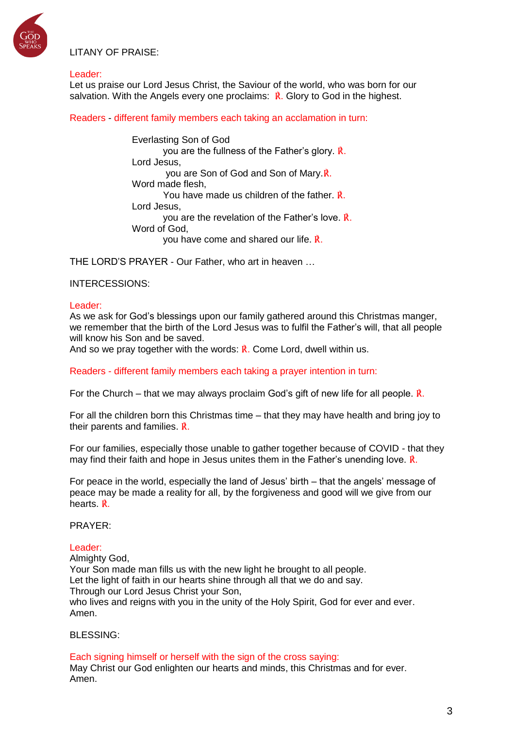LITANY OF PRAISE:

Leader:
Let us praise our Lord Jesus Christ, the Saviour of the world, who was born for our salvation. With the Angels every one proclaims: ℟. Glory to God in the highest.

Readers - different family members each taking an acclamation in turn:

> Everlasting Son of God
> you are the fullness of the Father's glory. ℟.
> Lord Jesus,
> you are Son of God and Son of Mary.℟.
> Word made flesh,
> You have made us children of the father. ℟.
> Lord Jesus,
> you are the revelation of the Father's love. ℟.
> Word of God,
> you have come and shared our life. ℟.

THE LORD'S PRAYER - Our Father, who art in heaven …

INTERCESSIONS:

Leader:
As we ask for God's blessings upon our family gathered around this Christmas manger, we remember that the birth of the Lord Jesus was to fulfil the Father's will, that all people will know his Son and be saved.
And so we pray together with the words: ℟. Come Lord, dwell within us.

Readers - different family members each taking a prayer intention in turn:

For the Church – that we may always proclaim God's gift of new life for all people. ℟.

For all the children born this Christmas time – that they may have health and bring joy to their parents and families. ℟.

For our families, especially those unable to gather together because of COVID - that they may find their faith and hope in Jesus unites them in the Father's unending love. ℟.

For peace in the world, especially the land of Jesus' birth – that the angels' message of peace may be made a reality for all, by the forgiveness and good will we give from our hearts. ℟.

PRAYER:

Leader:
Almighty God,
Your Son made man fills us with the new light he brought to all people.
Let the light of faith in our hearts shine through all that we do and say.
Through our Lord Jesus Christ your Son,
who lives and reigns with you in the unity of the Holy Spirit, God for ever and ever.
Amen.

BLESSING:

Each signing himself or herself with the sign of the cross saying:
May Christ our God enlighten our hearts and minds, this Christmas and for ever.
Amen.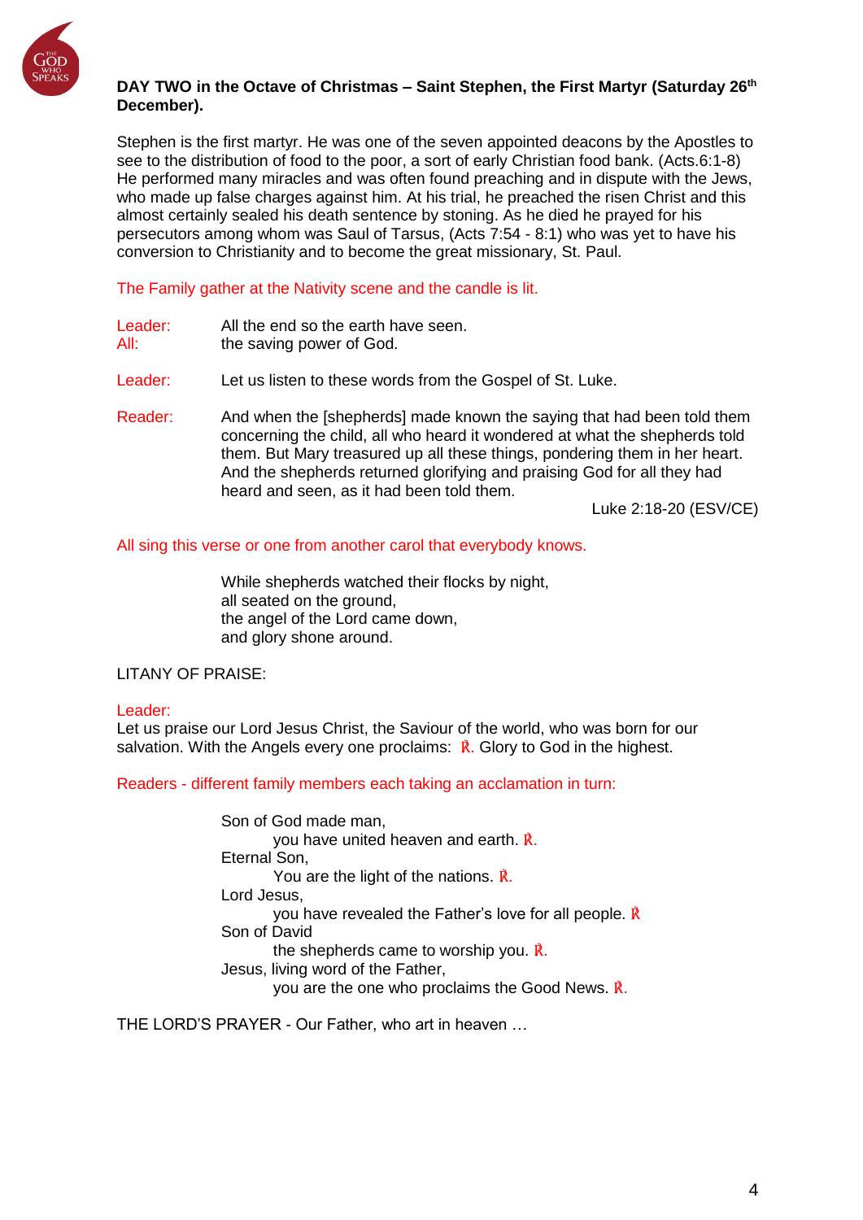**DAY TWO in the Octave of Christmas – Saint Stephen, the First Martyr (Saturday 26th December).**

Stephen is the first martyr. He was one of the seven appointed deacons by the Apostles to see to the distribution of food to the poor, a sort of early Christian food bank. (Acts.6:1-8) He performed many miracles and was often found preaching and in dispute with the Jews, who made up false charges against him. At his trial, he preached the risen Christ and this almost certainly sealed his death sentence by stoning. As he died he prayed for his persecutors among whom was Saul of Tarsus, (Acts 7:54 - 8:1) who was yet to have his conversion to Christianity and to become the great missionary, St. Paul.

The Family gather at the Nativity scene and the candle is lit.

Leader: All the end so the earth have seen.
All: the saving power of God.

Leader: Let us listen to these words from the Gospel of St. Luke.

Reader: And when the [shepherds] made known the saying that had been told them concerning the child, all who heard it wondered at what the shepherds told them. But Mary treasured up all these things, pondering them in her heart. And the shepherds returned glorifying and praising God for all they had heard and seen, as it had been told them.

Luke 2:18-20 (ESV/CE)

All sing this verse or one from another carol that everybody knows.

While shepherds watched their flocks by night,
all seated on the ground,
the angel of the Lord came down,
and glory shone around.

LITANY OF PRAISE:

Leader:
Let us praise our Lord Jesus Christ, the Saviour of the world, who was born for our salvation. With the Angels every one proclaims: ℟. Glory to God in the highest.

Readers - different family members each taking an acclamation in turn:

Son of God made man,
you have united heaven and earth. ℟.
Eternal Son,
You are the light of the nations. ℟.
Lord Jesus,
you have revealed the Father's love for all people. ℟
Son of David
the shepherds came to worship you. ℟.
Jesus, living word of the Father,
you are the one who proclaims the Good News. ℟.

THE LORD'S PRAYER - Our Father, who art in heaven …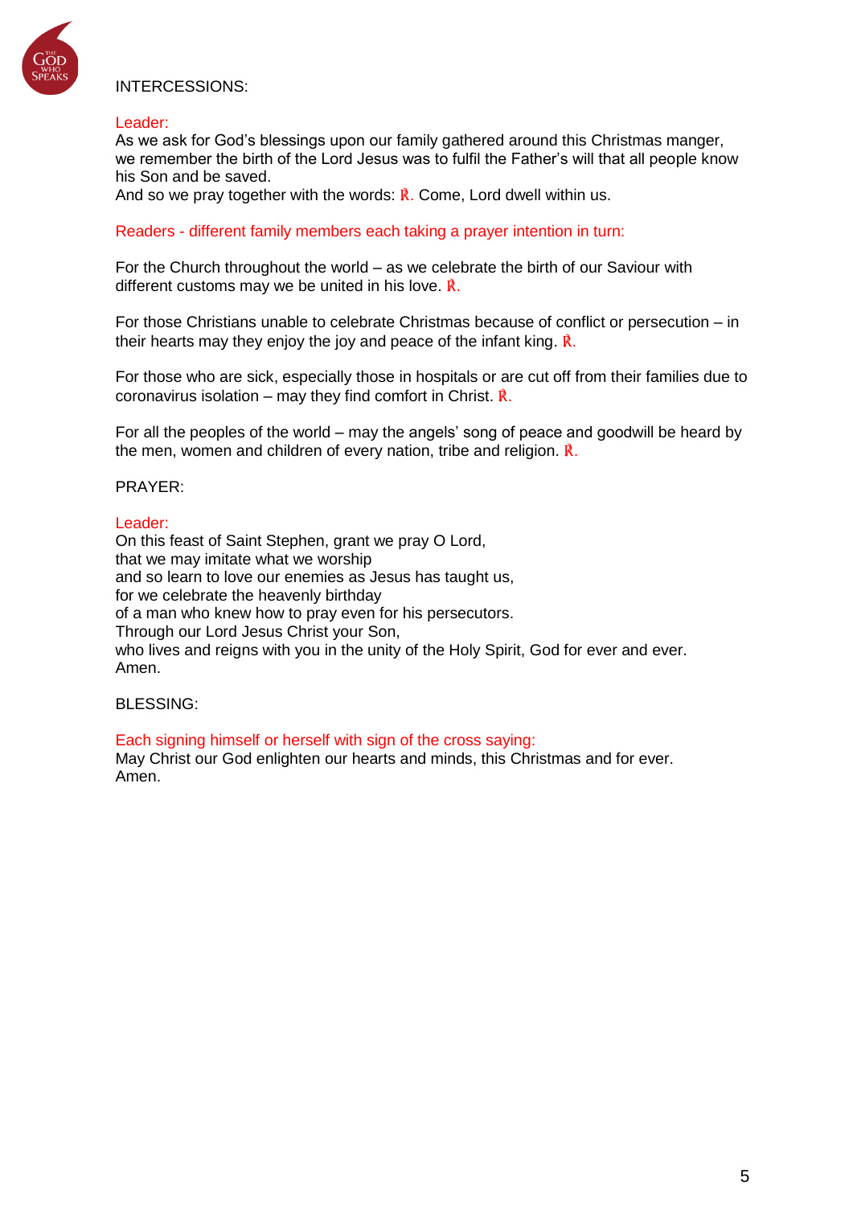INTERCESSIONS:

Leader:
As we ask for God's blessings upon our family gathered around this Christmas manger, we remember the birth of the Lord Jesus was to fulfil the Father's will that all people know his Son and be saved.
And so we pray together with the words: ℟. Come, Lord dwell within us.

Readers - different family members each taking a prayer intention in turn:

For the Church throughout the world – as we celebrate the birth of our Saviour with different customs may we be united in his love. ℟.

For those Christians unable to celebrate Christmas because of conflict or persecution – in their hearts may they enjoy the joy and peace of the infant king. ℟.

For those who are sick, especially those in hospitals or are cut off from their families due to coronavirus isolation – may they find comfort in Christ. ℟.

For all the peoples of the world – may the angels' song of peace and goodwill be heard by the men, women and children of every nation, tribe and religion. ℟.

PRAYER:

Leader:
On this feast of Saint Stephen, grant we pray O Lord,
that we may imitate what we worship
and so learn to love our enemies as Jesus has taught us,
for we celebrate the heavenly birthday
of a man who knew how to pray even for his persecutors.
Through our Lord Jesus Christ your Son,
who lives and reigns with you in the unity of the Holy Spirit, God for ever and ever.
Amen.

BLESSING:

Each signing himself or herself with sign of the cross saying:
May Christ our God enlighten our hearts and minds, this Christmas and for ever.
Amen.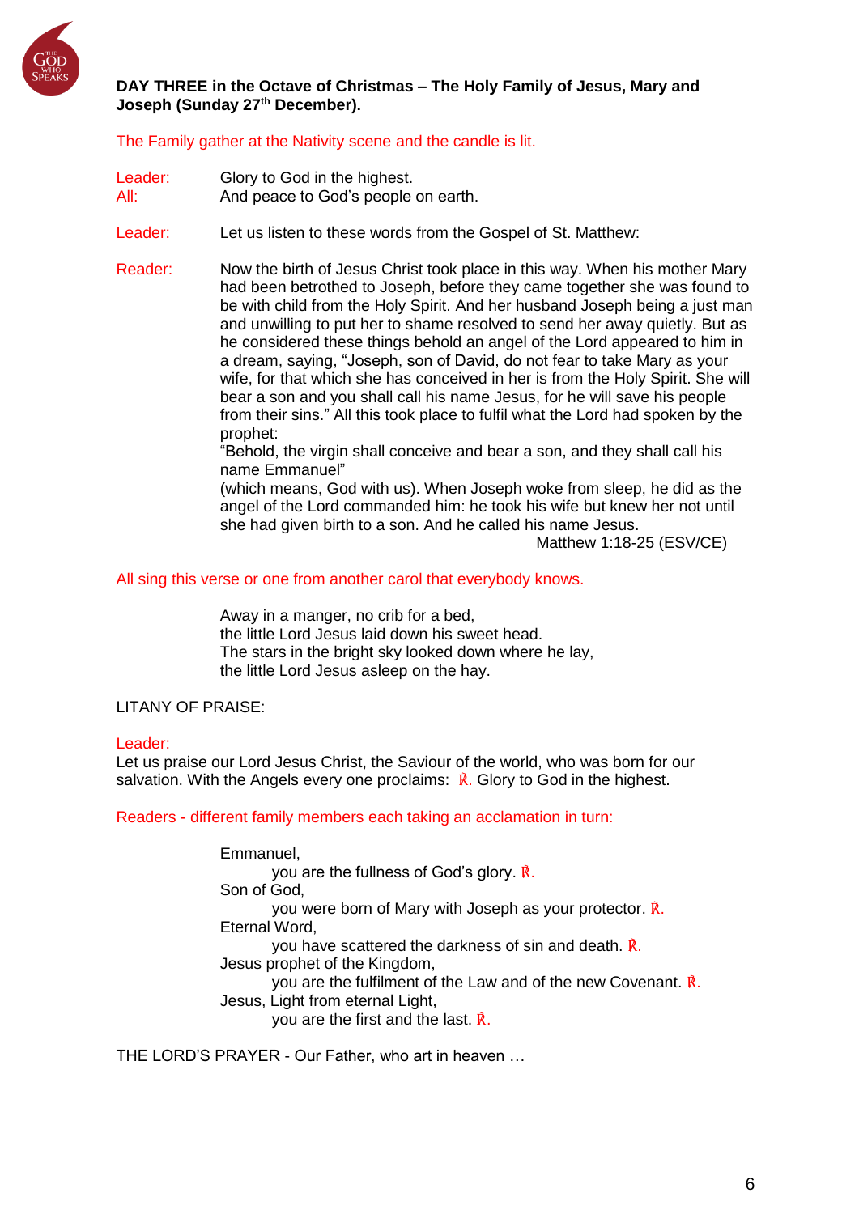**DAY THREE in the Octave of Christmas – The Holy Family of Jesus, Mary and Joseph (Sunday 27th December).**

The Family gather at the Nativity scene and the candle is lit.

Leader: Glory to God in the highest.
All: And peace to God's people on earth.

Leader: Let us listen to these words from the Gospel of St. Matthew:

Reader: Now the birth of Jesus Christ took place in this way. When his mother Mary had been betrothed to Joseph, before they came together she was found to be with child from the Holy Spirit. And her husband Joseph being a just man and unwilling to put her to shame resolved to send her away quietly. But as he considered these things behold an angel of the Lord appeared to him in a dream, saying, "Joseph, son of David, do not fear to take Mary as your wife, for that which she has conceived in her is from the Holy Spirit. She will bear a son and you shall call his name Jesus, for he will save his people from their sins." All this took place to fulfil what the Lord had spoken by the prophet:
"Behold, the virgin shall conceive and bear a son, and they shall call his name Emmanuel"
(which means, God with us). When Joseph woke from sleep, he did as the angel of the Lord commanded him: he took his wife but knew her not until she had given birth to a son. And he called his name Jesus.
Matthew 1:18-25 (ESV/CE)

All sing this verse or one from another carol that everybody knows.

Away in a manger, no crib for a bed,
the little Lord Jesus laid down his sweet head.
The stars in the bright sky looked down where he lay,
the little Lord Jesus asleep on the hay.

LITANY OF PRAISE:

Leader:
Let us praise our Lord Jesus Christ, the Saviour of the world, who was born for our salvation. With the Angels every one proclaims: ℟. Glory to God in the highest.

Readers - different family members each taking an acclamation in turn:

Emmanuel,
you are the fullness of God's glory. ℟.
Son of God,
you were born of Mary with Joseph as your protector. ℟.
Eternal Word,
you have scattered the darkness of sin and death. ℟.
Jesus prophet of the Kingdom,
you are the fulfilment of the Law and of the new Covenant. ℟.
Jesus, Light from eternal Light,
you are the first and the last. ℟.

THE LORD'S PRAYER - Our Father, who art in heaven …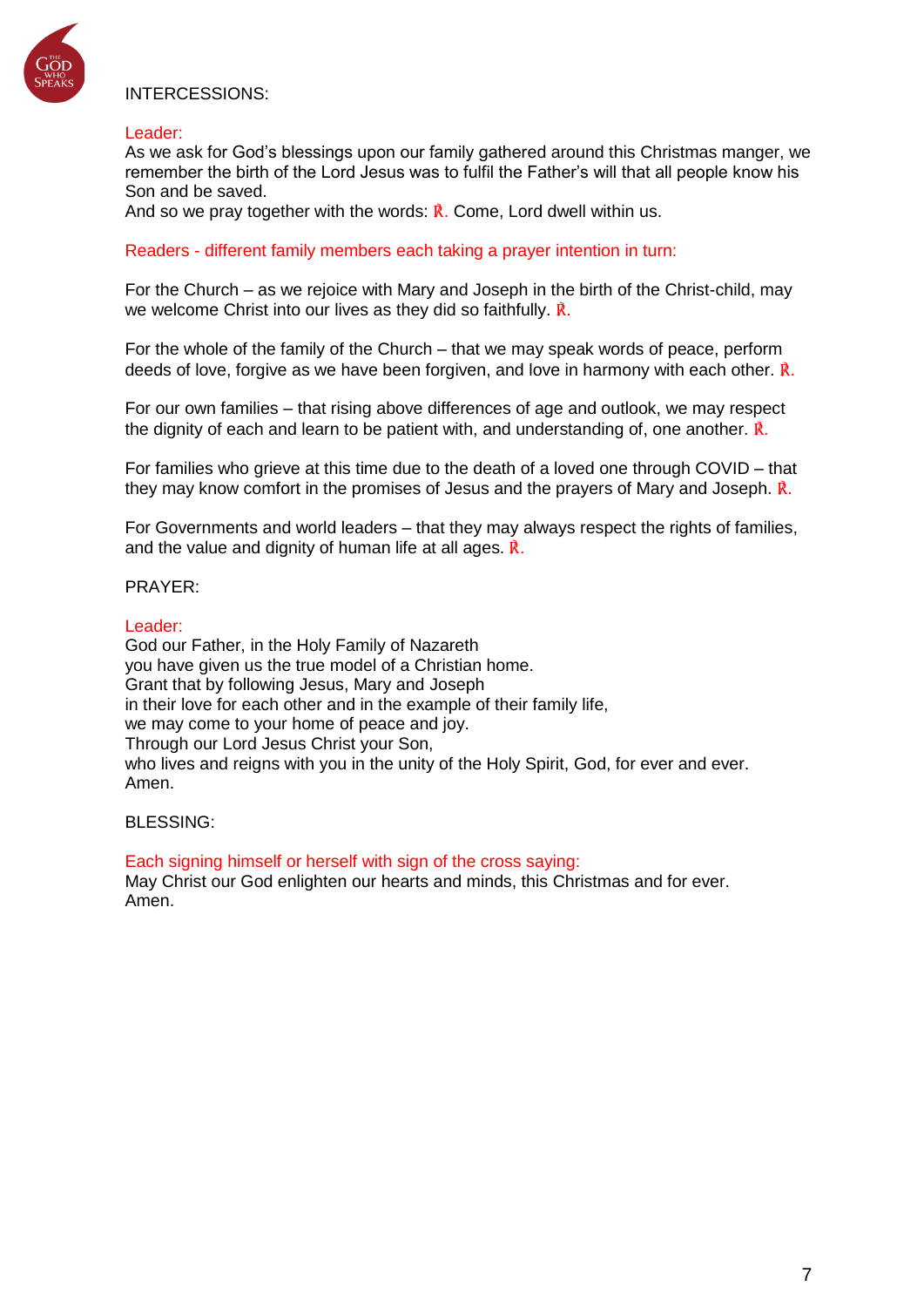INTERCESSIONS:

Leader:
As we ask for God's blessings upon our family gathered around this Christmas manger, we remember the birth of the Lord Jesus was to fulfil the Father's will that all people know his Son and be saved.
And so we pray together with the words: ℟. Come, Lord dwell within us.

Readers - different family members each taking a prayer intention in turn:

For the Church – as we rejoice with Mary and Joseph in the birth of the Christ-child, may we welcome Christ into our lives as they did so faithfully. ℟.

For the whole of the family of the Church – that we may speak words of peace, perform deeds of love, forgive as we have been forgiven, and love in harmony with each other. ℟.

For our own families – that rising above differences of age and outlook, we may respect the dignity of each and learn to be patient with, and understanding of, one another. ℟.

For families who grieve at this time due to the death of a loved one through COVID – that they may know comfort in the promises of Jesus and the prayers of Mary and Joseph. ℟.

For Governments and world leaders – that they may always respect the rights of families, and the value and dignity of human life at all ages. ℟.

PRAYER:

Leader:
God our Father, in the Holy Family of Nazareth
you have given us the true model of a Christian home.
Grant that by following Jesus, Mary and Joseph
in their love for each other and in the example of their family life,
we may come to your home of peace and joy.
Through our Lord Jesus Christ your Son,
who lives and reigns with you in the unity of the Holy Spirit, God, for ever and ever.
Amen.

BLESSING:

Each signing himself or herself with sign of the cross saying:
May Christ our God enlighten our hearts and minds, this Christmas and for ever.
Amen.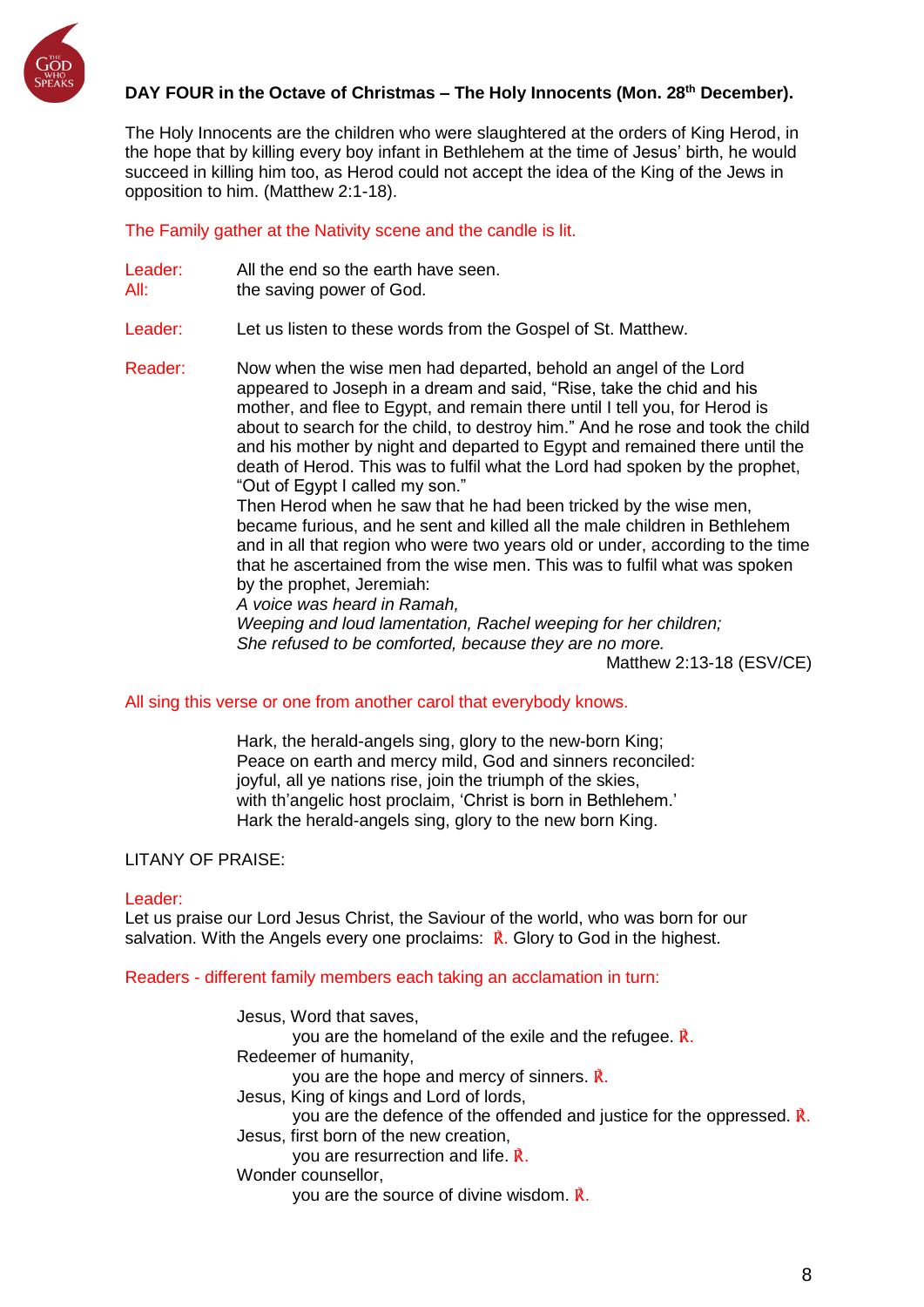**DAY FOUR in the Octave of Christmas – The Holy Innocents (Mon. 28th December).**

The Holy Innocents are the children who were slaughtered at the orders of King Herod, in the hope that by killing every boy infant in Bethlehem at the time of Jesus' birth, he would succeed in killing him too, as Herod could not accept the idea of the King of the Jews in opposition to him. (Matthew 2:1-18).

The Family gather at the Nativity scene and the candle is lit.

Leader: All the end so the earth have seen.
All: the saving power of God.

Leader: Let us listen to these words from the Gospel of St. Matthew.

Reader: Now when the wise men had departed, behold an angel of the Lord appeared to Joseph in a dream and said, "Rise, take the chid and his mother, and flee to Egypt, and remain there until I tell you, for Herod is about to search for the child, to destroy him." And he rose and took the child and his mother by night and departed to Egypt and remained there until the death of Herod. This was to fulfil what the Lord had spoken by the prophet, "Out of Egypt I called my son."
Then Herod when he saw that he had been tricked by the wise men, became furious, and he sent and killed all the male children in Bethlehem and in all that region who were two years old or under, according to the time that he ascertained from the wise men. This was to fulfil what was spoken by the prophet, Jeremiah:
*A voice was heard in Ramah,*
*Weeping and loud lamentation, Rachel weeping for her children;*
*She refused to be comforted, because they are no more.*
Matthew 2:13-18 (ESV/CE)

All sing this verse or one from another carol that everybody knows.

Hark, the herald-angels sing, glory to the new-born King;
Peace on earth and mercy mild, God and sinners reconciled:
joyful, all ye nations rise, join the triumph of the skies,
with th'angelic host proclaim, 'Christ is born in Bethlehem.'
Hark the herald-angels sing, glory to the new born King.

LITANY OF PRAISE:

Leader:
Let us praise our Lord Jesus Christ, the Saviour of the world, who was born for our salvation. With the Angels every one proclaims: ℟. Glory to God in the highest.

Readers - different family members each taking an acclamation in turn:

Jesus, Word that saves,
you are the homeland of the exile and the refugee. ℟.
Redeemer of humanity,
you are the hope and mercy of sinners. ℟.
Jesus, King of kings and Lord of lords,
you are the defence of the offended and justice for the oppressed. ℟.
Jesus, first born of the new creation,
you are resurrection and life. ℟.
Wonder counsellor,
you are the source of divine wisdom. ℟.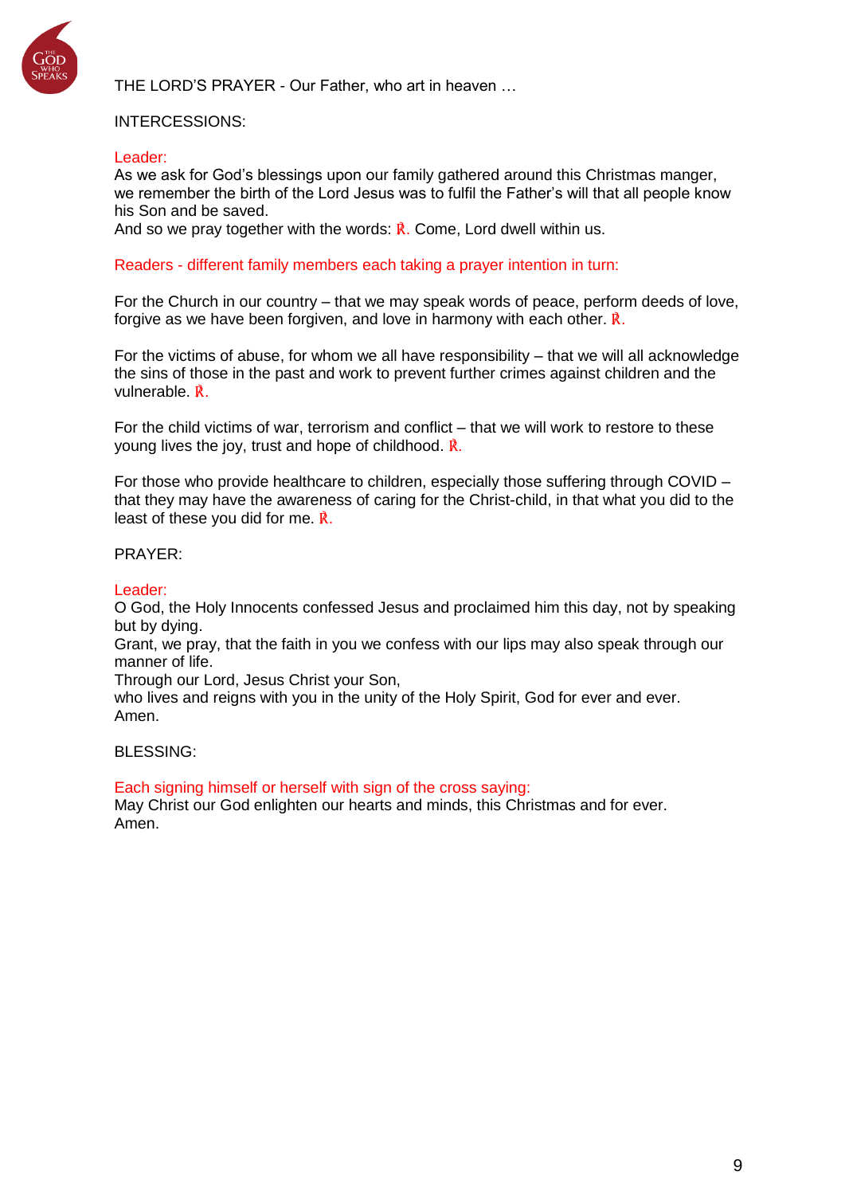THE LORD'S PRAYER - Our Father, who art in heaven …

INTERCESSIONS:

Leader:
As we ask for God's blessings upon our family gathered around this Christmas manger, we remember the birth of the Lord Jesus was to fulfil the Father's will that all people know his Son and be saved.
And so we pray together with the words: ℟. Come, Lord dwell within us.

Readers - different family members each taking a prayer intention in turn:

For the Church in our country – that we may speak words of peace, perform deeds of love, forgive as we have been forgiven, and love in harmony with each other. ℟.

For the victims of abuse, for whom we all have responsibility – that we will all acknowledge the sins of those in the past and work to prevent further crimes against children and the vulnerable. ℟.

For the child victims of war, terrorism and conflict – that we will work to restore to these young lives the joy, trust and hope of childhood. ℟.

For those who provide healthcare to children, especially those suffering through COVID – that they may have the awareness of caring for the Christ-child, in that what you did to the least of these you did for me. ℟.

PRAYER:

Leader:
O God, the Holy Innocents confessed Jesus and proclaimed him this day, not by speaking but by dying.
Grant, we pray, that the faith in you we confess with our lips may also speak through our manner of life.
Through our Lord, Jesus Christ your Son,
who lives and reigns with you in the unity of the Holy Spirit, God for ever and ever.
Amen.

BLESSING:

Each signing himself or herself with sign of the cross saying:
May Christ our God enlighten our hearts and minds, this Christmas and for ever.
Amen.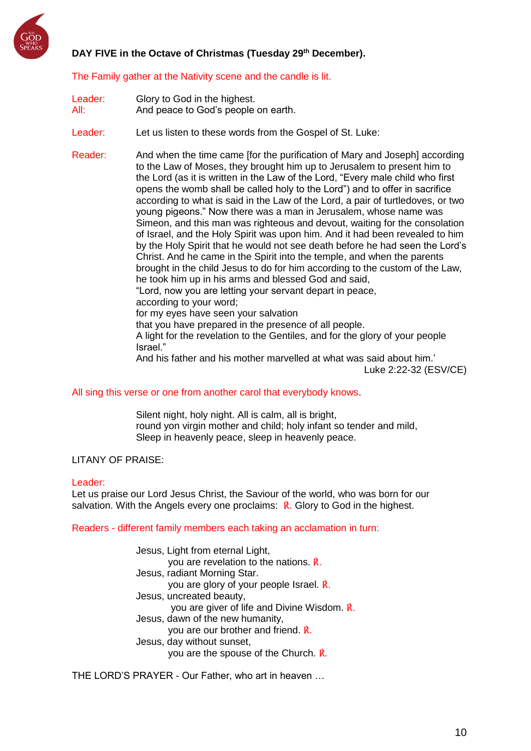**DAY FIVE in the Octave of Christmas (Tuesday 29th December).**

The Family gather at the Nativity scene and the candle is lit.

Leader: Glory to God in the highest.
All: And peace to God's people on earth.

Leader: Let us listen to these words from the Gospel of St. Luke:

Reader: And when the time came [for the purification of Mary and Joseph] according to the Law of Moses, they brought him up to Jerusalem to present him to the Lord (as it is written in the Law of the Lord, "Every male child who first opens the womb shall be called holy to the Lord") and to offer in sacrifice according to what is said in the Law of the Lord, a pair of turtledoves, or two young pigeons." Now there was a man in Jerusalem, whose name was Simeon, and this man was righteous and devout, waiting for the consolation of Israel, and the Holy Spirit was upon him. And it had been revealed to him by the Holy Spirit that he would not see death before he had seen the Lord's Christ. And he came in the Spirit into the temple, and when the parents brought in the child Jesus to do for him according to the custom of the Law, he took him up in his arms and blessed God and said,
"Lord, now you are letting your servant depart in peace,
according to your word;
for my eyes have seen your salvation
that you have prepared in the presence of all people.
A light for the revelation to the Gentiles, and for the glory of your people Israel."
And his father and his mother marvelled at what was said about him.'

Luke 2:22-32 (ESV/CE)

All sing this verse or one from another carol that everybody knows.

Silent night, holy night. All is calm, all is bright,
round yon virgin mother and child; holy infant so tender and mild,
Sleep in heavenly peace, sleep in heavenly peace.

LITANY OF PRAISE:

Leader:
Let us praise our Lord Jesus Christ, the Saviour of the world, who was born for our salvation. With the Angels every one proclaims: ℟. Glory to God in the highest.

Readers - different family members each taking an acclamation in turn:

Jesus, Light from eternal Light,
  you are revelation to the nations. ℟.
Jesus, radiant Morning Star.
  you are glory of your people Israel. ℟.
Jesus, uncreated beauty,
  you are giver of life and Divine Wisdom. ℟.
Jesus, dawn of the new humanity,
  you are our brother and friend. ℟.
Jesus, day without sunset,
  you are the spouse of the Church. ℟.

THE LORD'S PRAYER - Our Father, who art in heaven …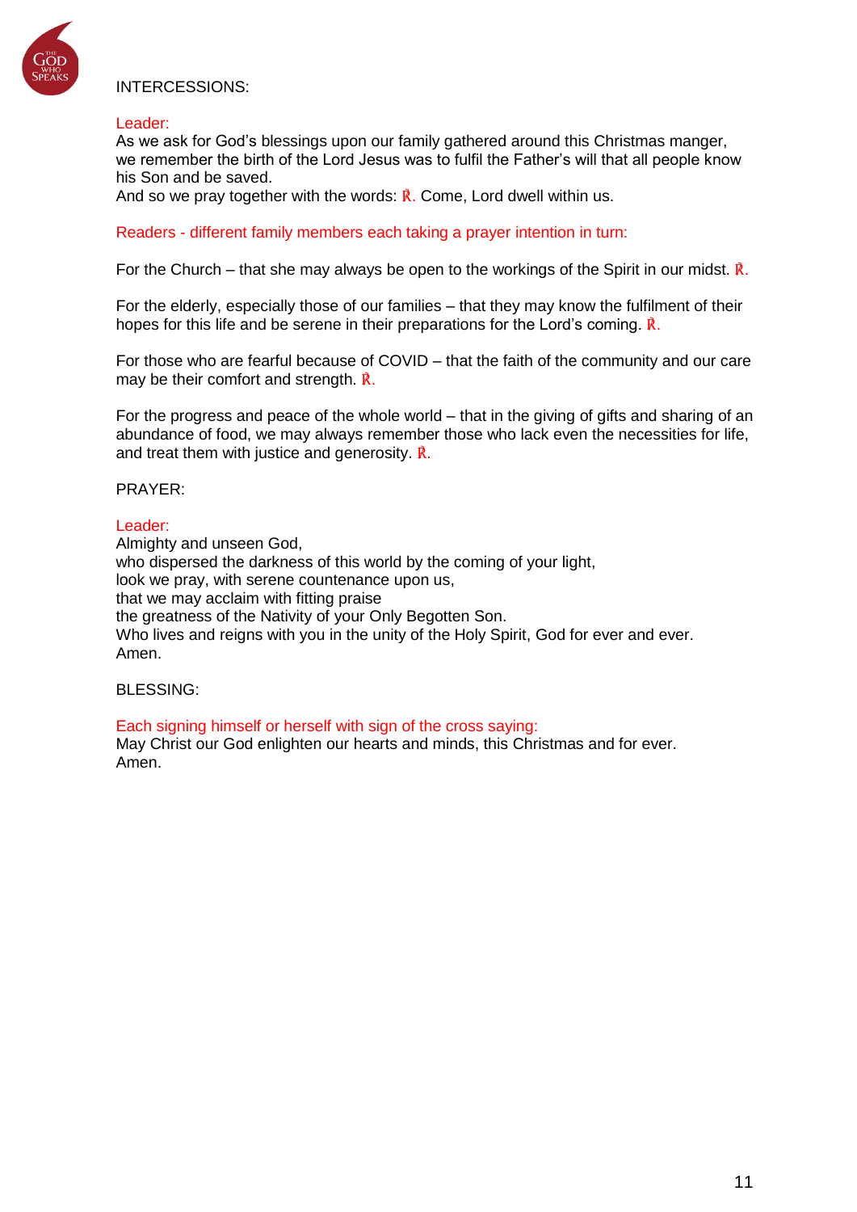INTERCESSIONS:

Leader:
As we ask for God's blessings upon our family gathered around this Christmas manger, we remember the birth of the Lord Jesus was to fulfil the Father's will that all people know his Son and be saved.
And so we pray together with the words: ℟. Come, Lord dwell within us.

Readers - different family members each taking a prayer intention in turn:

For the Church – that she may always be open to the workings of the Spirit in our midst. ℟.

For the elderly, especially those of our families – that they may know the fulfilment of their hopes for this life and be serene in their preparations for the Lord's coming. ℟.

For those who are fearful because of COVID – that the faith of the community and our care may be their comfort and strength. ℟.

For the progress and peace of the whole world – that in the giving of gifts and sharing of an abundance of food, we may always remember those who lack even the necessities for life, and treat them with justice and generosity. ℟.

PRAYER:

Leader:
Almighty and unseen God,
who dispersed the darkness of this world by the coming of your light,
look we pray, with serene countenance upon us,
that we may acclaim with fitting praise
the greatness of the Nativity of your Only Begotten Son.
Who lives and reigns with you in the unity of the Holy Spirit, God for ever and ever.
Amen.

BLESSING:

Each signing himself or herself with sign of the cross saying:
May Christ our God enlighten our hearts and minds, this Christmas and for ever.
Amen.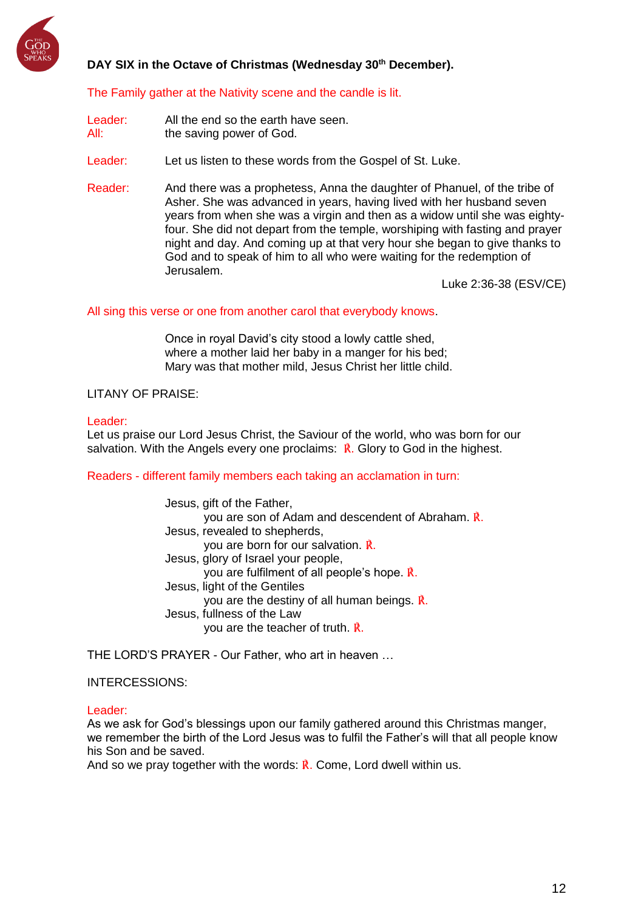**DAY SIX in the Octave of Christmas (Wednesday 30th December).**

The Family gather at the Nativity scene and the candle is lit.

Leader: All the end so the earth have seen.
All: the saving power of God.

Leader: Let us listen to these words from the Gospel of St. Luke.

Reader: And there was a prophetess, Anna the daughter of Phanuel, of the tribe of Asher. She was advanced in years, having lived with her husband seven years from when she was a virgin and then as a widow until she was eighty-four. She did not depart from the temple, worshiping with fasting and prayer night and day. And coming up at that very hour she began to give thanks to God and to speak of him to all who were waiting for the redemption of Jerusalem.

Luke 2:36-38 (ESV/CE)

All sing this verse or one from another carol that everybody knows.

Once in royal David's city stood a lowly cattle shed,
where a mother laid her baby in a manger for his bed;
Mary was that mother mild, Jesus Christ her little child.

LITANY OF PRAISE:

Leader:
Let us praise our Lord Jesus Christ, the Saviour of the world, who was born for our salvation. With the Angels every one proclaims: ℟. Glory to God in the highest.

Readers - different family members each taking an acclamation in turn:

Jesus, gift of the Father,
you are son of Adam and descendent of Abraham. ℟.
Jesus, revealed to shepherds,
you are born for our salvation. ℟.
Jesus, glory of Israel your people,
you are fulfilment of all people's hope. ℟.
Jesus, light of the Gentiles
you are the destiny of all human beings. ℟.
Jesus, fullness of the Law
you are the teacher of truth. ℟.

THE LORD'S PRAYER - Our Father, who art in heaven …

INTERCESSIONS:

Leader:
As we ask for God's blessings upon our family gathered around this Christmas manger, we remember the birth of the Lord Jesus was to fulfil the Father's will that all people know his Son and be saved.
And so we pray together with the words: ℟. Come, Lord dwell within us.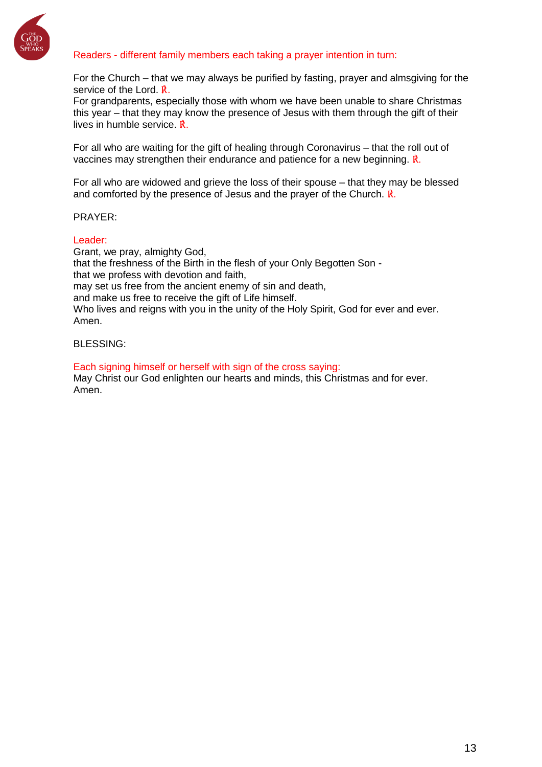*Readers - different family members each taking a prayer intention in turn:*

For the Church – that we may always be purified by fasting, prayer and almsgiving for the service of the Lord. ℟.
For grandparents, especially those with whom we have been unable to share Christmas this year – that they may know the presence of Jesus with them through the gift of their lives in humble service. ℟.

For all who are waiting for the gift of healing through Coronavirus – that the roll out of vaccines may strengthen their endurance and patience for a new beginning. ℟.

For all who are widowed and grieve the loss of their spouse – that they may be blessed and comforted by the presence of Jesus and the prayer of the Church. ℟.

PRAYER:

*Leader:*
Grant, we pray, almighty God,
that the freshness of the Birth in the flesh of your Only Begotten Son -
that we profess with devotion and faith,
may set us free from the ancient enemy of sin and death,
and make us free to receive the gift of Life himself.
Who lives and reigns with you in the unity of the Holy Spirit, God for ever and ever.
Amen.

BLESSING:

*Each signing himself or herself with sign of the cross saying:*
May Christ our God enlighten our hearts and minds, this Christmas and for ever.
Amen.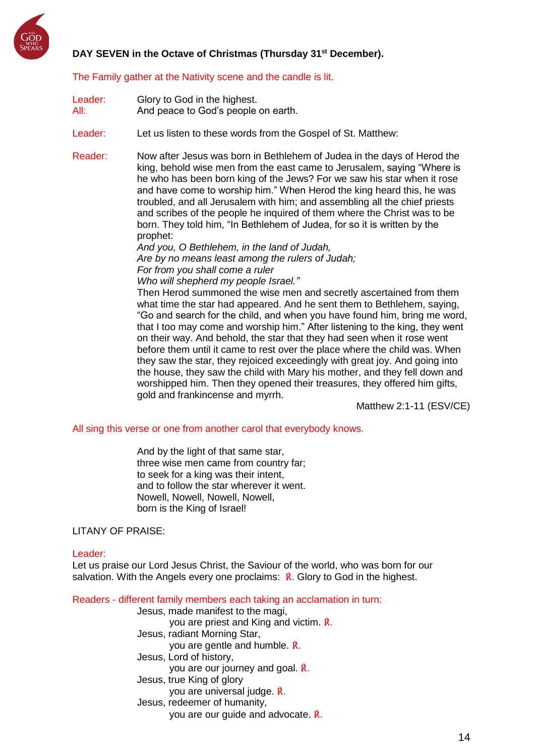**DAY SEVEN in the Octave of Christmas (Thursday 31st December).**

The Family gather at the Nativity scene and the candle is lit.

Leader: Glory to God in the highest.
All: And peace to God's people on earth.

Leader: Let us listen to these words from the Gospel of St. Matthew:

Reader: Now after Jesus was born in Bethlehem of Judea in the days of Herod the king, behold wise men from the east came to Jerusalem, saying "Where is he who has been born king of the Jews? For we saw his star when it rose and have come to worship him." When Herod the king heard this, he was troubled, and all Jerusalem with him; and assembling all the chief priests and scribes of the people he inquired of them where the Christ was to be born. They told him, "In Bethlehem of Judea, for so it is written by the prophet:
*And you, O Bethlehem, in the land of Judah,*
*Are by no means least among the rulers of Judah;*
*For from you shall come a ruler*
*Who will shepherd my people Israel."*
Then Herod summoned the wise men and secretly ascertained from them what time the star had appeared. And he sent them to Bethlehem, saying, "Go and search for the child, and when you have found him, bring me word, that I too may come and worship him." After listening to the king, they went on their way. And behold, the star that they had seen when it rose went before them until it came to rest over the place where the child was. When they saw the star, they rejoiced exceedingly with great joy. And going into the house, they saw the child with Mary his mother, and they fell down and worshipped him. Then they opened their treasures, they offered him gifts, gold and frankincense and myrrh.

Matthew 2:1-11 (ESV/CE)

All sing this verse or one from another carol that everybody knows.

And by the light of that same star,
three wise men came from country far;
to seek for a king was their intent,
and to follow the star wherever it went.
Nowell, Nowell, Nowell, Nowell,
born is the King of Israel!

LITANY OF PRAISE:

Leader:
Let us praise our Lord Jesus Christ, the Saviour of the world, who was born for our salvation. With the Angels every one proclaims: ℟. Glory to God in the highest.

Readers - different family members each taking an acclamation in turn:

Jesus, made manifest to the magi,
 you are priest and King and victim. ℟.
Jesus, radiant Morning Star,
 you are gentle and humble. ℟.
Jesus, Lord of history,
 you are our journey and goal. ℟.
Jesus, true King of glory
 you are universal judge. ℟.
Jesus, redeemer of humanity,
 you are our guide and advocate. ℟.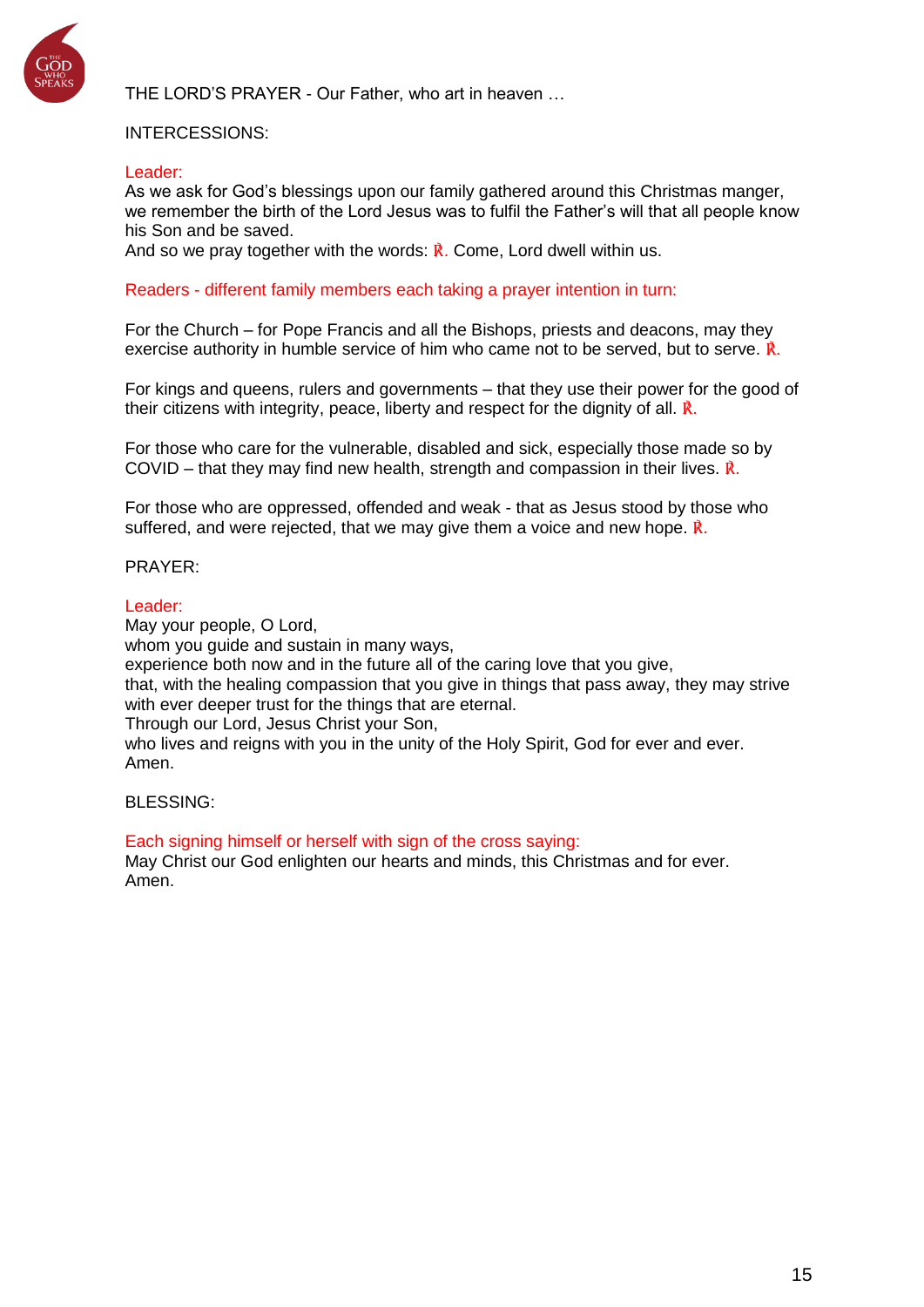THE LORD'S PRAYER - Our Father, who art in heaven …

INTERCESSIONS:

Leader:
As we ask for God's blessings upon our family gathered around this Christmas manger, we remember the birth of the Lord Jesus was to fulfil the Father's will that all people know his Son and be saved.
And so we pray together with the words: ℟. Come, Lord dwell within us.

Readers - different family members each taking a prayer intention in turn:

For the Church – for Pope Francis and all the Bishops, priests and deacons, may they exercise authority in humble service of him who came not to be served, but to serve. ℟.

For kings and queens, rulers and governments – that they use their power for the good of their citizens with integrity, peace, liberty and respect for the dignity of all. ℟.

For those who care for the vulnerable, disabled and sick, especially those made so by COVID – that they may find new health, strength and compassion in their lives. ℟.

For those who are oppressed, offended and weak - that as Jesus stood by those who suffered, and were rejected, that we may give them a voice and new hope. ℟.

PRAYER:

Leader:
May your people, O Lord,
whom you guide and sustain in many ways,
experience both now and in the future all of the caring love that you give,
that, with the healing compassion that you give in things that pass away, they may strive with ever deeper trust for the things that are eternal.
Through our Lord, Jesus Christ your Son,
who lives and reigns with you in the unity of the Holy Spirit, God for ever and ever.
Amen.

BLESSING:

Each signing himself or herself with sign of the cross saying:
May Christ our God enlighten our hearts and minds, this Christmas and for ever.
Amen.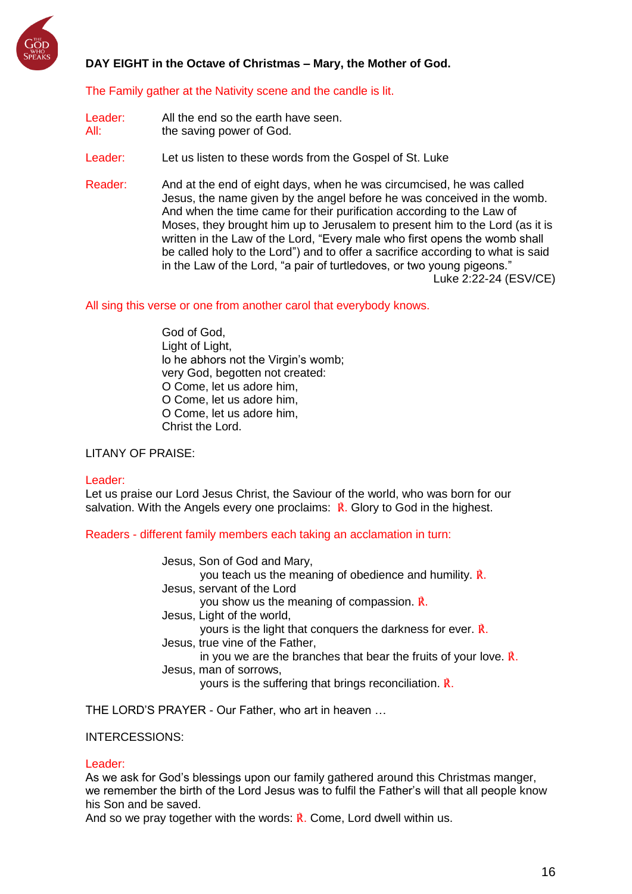**DAY EIGHT in the Octave of Christmas – Mary, the Mother of God.**

The Family gather at the Nativity scene and the candle is lit.

Leader: All the end so the earth have seen.
All: the saving power of God.

Leader: Let us listen to these words from the Gospel of St. Luke

Reader: And at the end of eight days, when he was circumcised, he was called Jesus, the name given by the angel before he was conceived in the womb. And when the time came for their purification according to the Law of Moses, they brought him up to Jerusalem to present him to the Lord (as it is written in the Law of the Lord, "Every male who first opens the womb shall be called holy to the Lord") and to offer a sacrifice according to what is said in the Law of the Lord, "a pair of turtledoves, or two young pigeons."
Luke 2:22-24 (ESV/CE)

All sing this verse or one from another carol that everybody knows.

God of God,
Light of Light,
lo he abhors not the Virgin's womb;
very God, begotten not created:
O Come, let us adore him,
O Come, let us adore him,
O Come, let us adore him,
Christ the Lord.

LITANY OF PRAISE:

Leader:
Let us praise our Lord Jesus Christ, the Saviour of the world, who was born for our salvation. With the Angels every one proclaims: ℟. Glory to God in the highest.

Readers - different family members each taking an acclamation in turn:

Jesus, Son of God and Mary,
you teach us the meaning of obedience and humility. ℟.
Jesus, servant of the Lord
you show us the meaning of compassion. ℟.
Jesus, Light of the world,
yours is the light that conquers the darkness for ever. ℟.
Jesus, true vine of the Father,
in you we are the branches that bear the fruits of your love. ℟.
Jesus, man of sorrows,
yours is the suffering that brings reconciliation. ℟.

THE LORD'S PRAYER - Our Father, who art in heaven …

INTERCESSIONS:

Leader:
As we ask for God's blessings upon our family gathered around this Christmas manger, we remember the birth of the Lord Jesus was to fulfil the Father's will that all people know his Son and be saved.
And so we pray together with the words: ℟. Come, Lord dwell within us.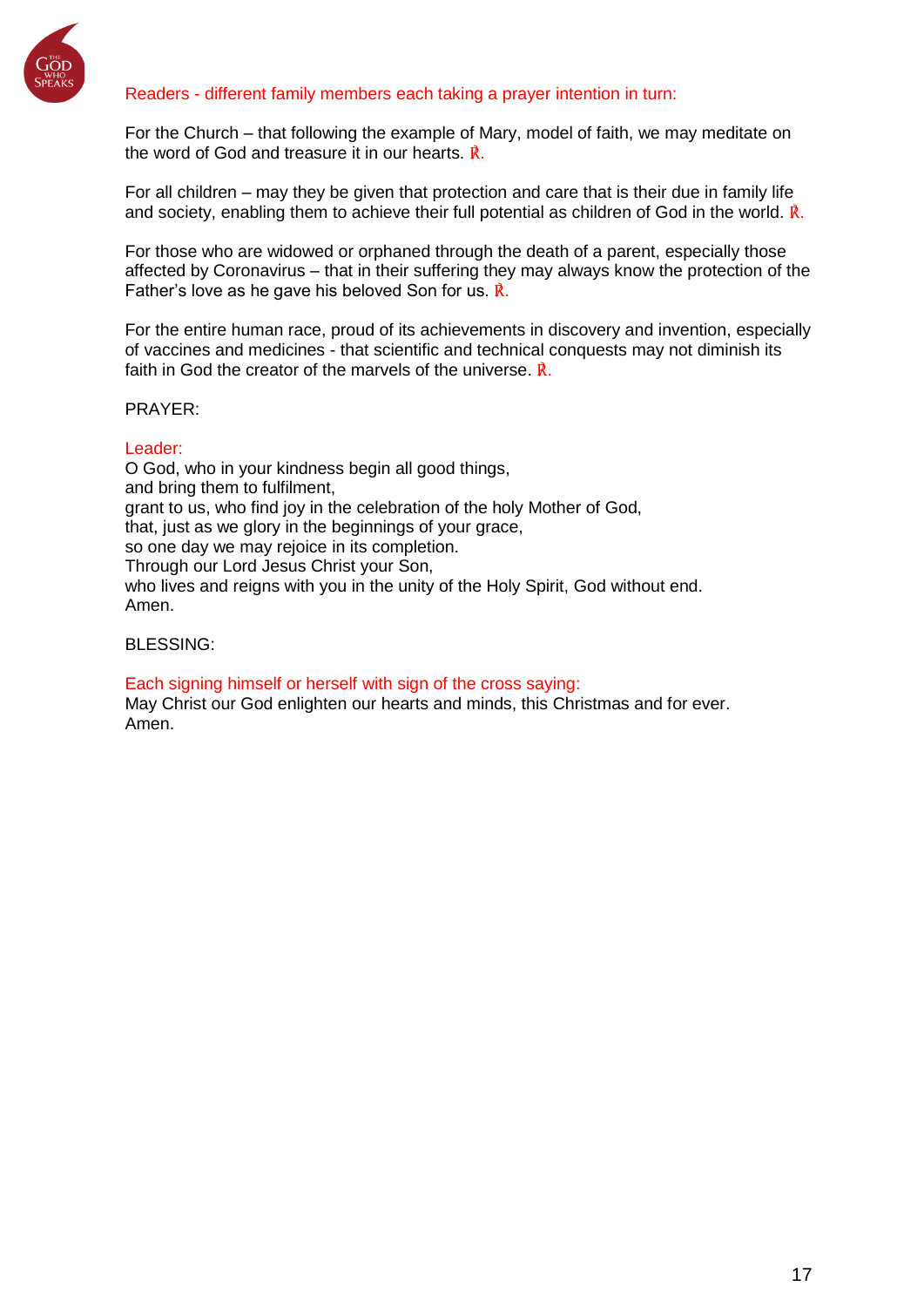Readers - different family members each taking a prayer intention in turn:

For the Church – that following the example of Mary, model of faith, we may meditate on the word of God and treasure it in our hearts. ℟.

For all children – may they be given that protection and care that is their due in family life and society, enabling them to achieve their full potential as children of God in the world. ℟.

For those who are widowed or orphaned through the death of a parent, especially those affected by Coronavirus – that in their suffering they may always know the protection of the Father's love as he gave his beloved Son for us. ℟.

For the entire human race, proud of its achievements in discovery and invention, especially of vaccines and medicines - that scientific and technical conquests may not diminish its faith in God the creator of the marvels of the universe. ℟.

PRAYER:

Leader:
O God, who in your kindness begin all good things,
and bring them to fulfilment,
grant to us, who find joy in the celebration of the holy Mother of God,
that, just as we glory in the beginnings of your grace,
so one day we may rejoice in its completion.
Through our Lord Jesus Christ your Son,
who lives and reigns with you in the unity of the Holy Spirit, God without end.
Amen.

BLESSING:

Each signing himself or herself with sign of the cross saying:
May Christ our God enlighten our hearts and minds, this Christmas and for ever.
Amen.